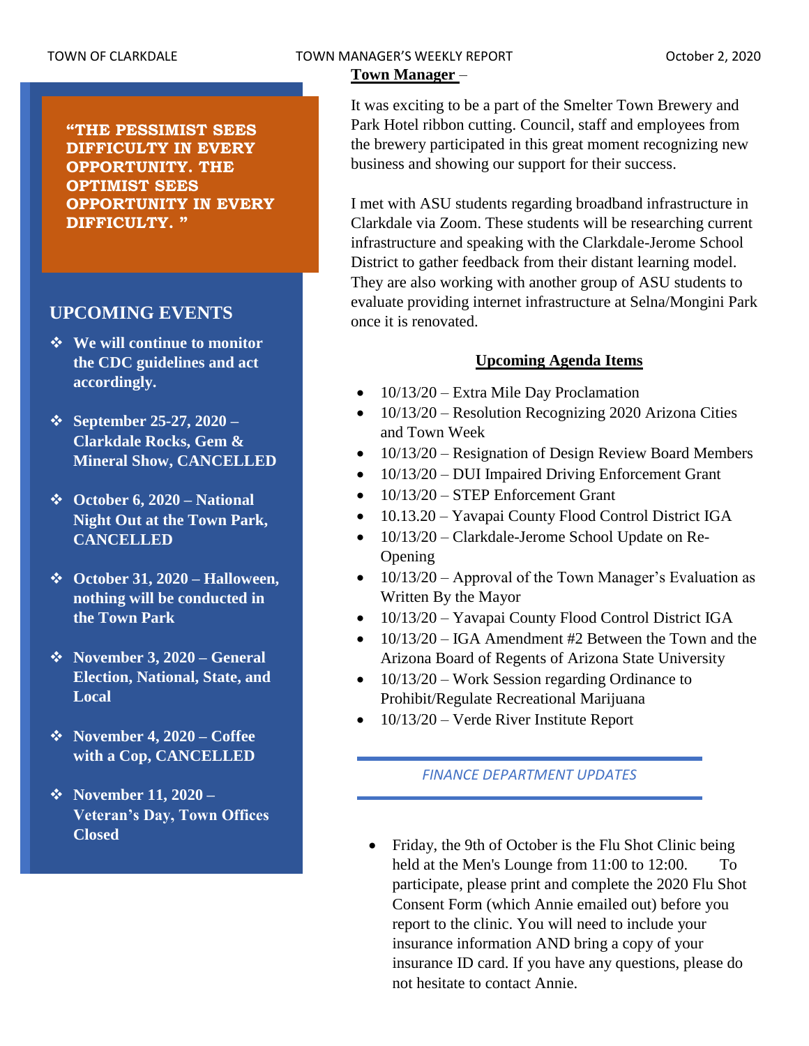TOWN OF CLARKDALE — TOWN MANAGER'S WEEKLY REPORT — October 2, 2020

**"THE PESSIMIST SEES DIFFICULTY IN EVERY OPPORTUNITY. THE OPTIMIST SEES OPPORTUNITY IN EVERY DIFFICULTY. "**

## UPCOMING EVENTS

- **We will continue to monitor the CDC guidelines and act accordingly.**
- **September 25-27, 2020 – Clarkdale Rocks, Gem & Mineral Show, CANCELLED**
- **October 6, 2020 – National Night Out at the Town Park, CANCELLED**
- **October 31, 2020 – Halloween, nothing will be conducted in the Town Park**
- **November 3, 2020 – General Election, National, State, and Local**
- **November 4, 2020 – Coffee with a Cop, CANCELLED**
- **November 11, 2020 – Veteran's Day, Town Offices Closed**

## Town Manager –

It was exciting to be a part of the Smelter Town Brewery and Park Hotel ribbon cutting. Council, staff and employees from the brewery participated in this great moment recognizing new business and showing our support for their success.

I met with ASU students regarding broadband infrastructure in Clarkdale via Zoom. These students will be researching current infrastructure and speaking with the Clarkdale-Jerome School District to gather feedback from their distant learning model. They are also working with another group of ASU students to evaluate providing internet infrastructure at Selna/Mongini Park once it is renovated.

### Upcoming Agenda Items

- 10/13/20 – Extra Mile Day Proclamation
- 10/13/20 – Resolution Recognizing 2020 Arizona Cities and Town Week
- 10/13/20 – Resignation of Design Review Board Members
- 10/13/20 – DUI Impaired Driving Enforcement Grant
- 10/13/20 – STEP Enforcement Grant
- 10.13.20 – Yavapai County Flood Control District IGA
- 10/13/20 – Clarkdale-Jerome School Update on Re-Opening
- 10/13/20 – Approval of the Town Manager's Evaluation as Written By the Mayor
- 10/13/20 – Yavapai County Flood Control District IGA
- 10/13/20 – IGA Amendment #2 Between the Town and the Arizona Board of Regents of Arizona State University
- 10/13/20 – Work Session regarding Ordinance to Prohibit/Regulate Recreational Marijuana
- 10/13/20 – Verde River Institute Report

## *FINANCE DEPARTMENT UPDATES*

- Friday, the 9th of October is the Flu Shot Clinic being held at the Men's Lounge from 11:00 to 12:00. To participate, please print and complete the 2020 Flu Shot Consent Form (which Annie emailed out) before you report to the clinic. You will need to include your insurance information AND bring a copy of your insurance ID card. If you have any questions, please do not hesitate to contact Annie.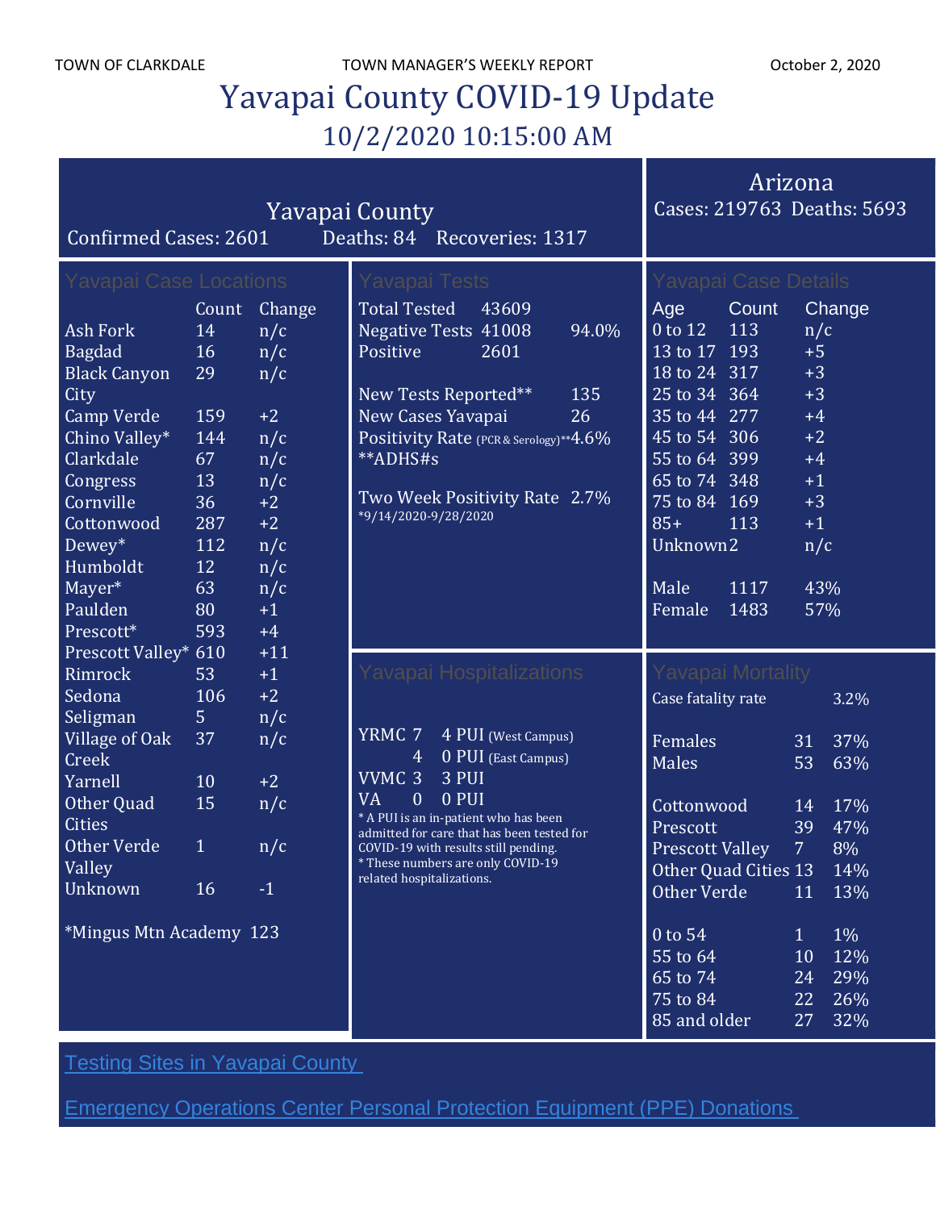TOWN OF CLARKDALE    TOWN MANAGER'S WEEKLY REPORT    October 2, 2020

# Yavapai County COVID-19 Update

## 10/2/2020 10:15:00 AM

## Yavapai County

Confirmed Cases: 2601    Deaths: 84    Recoveries: 1317

## Arizona

Cases: 219763  Deaths: 5693

### Yavapai Case Locations

| | Count | Change |
|---|---|---|
| Ash Fork | 14 | n/c |
| Bagdad | 16 | n/c |
| Black Canyon City | 29 | n/c |
| Camp Verde | 159 | +2 |
| Chino Valley* | 144 | n/c |
| Clarkdale | 67 | n/c |
| Congress | 13 | n/c |
| Cornville | 36 | +2 |
| Cottonwood | 287 | +2 |
| Dewey* | 112 | n/c |
| Humboldt | 12 | n/c |
| Mayer* | 63 | n/c |
| Paulden | 80 | +1 |
| Prescott* | 593 | +4 |
| Prescott Valley* | 610 | +11 |
| Rimrock | 53 | +1 |
| Sedona | 106 | +2 |
| Seligman | 5 | n/c |
| Village of Oak Creek | 37 | n/c |
| Yarnell | 10 | +2 |
| Other Quad Cities | 15 | n/c |
| Other Verde Valley | 1 | n/c |
| Unknown | 16 | -1 |

*Mingus Mtn Academy 123

### Yavapai Tests

| | | |
|---|---|---|
| Total Tested | 43609 | |
| Negative Tests | 41008 | 94.0% |
| Positive | 2601 | |

| | |
|---|---|
| New Tests Reported** | 135 |
| New Cases Yavapai | 26 |
| Positivity Rate (PCR & Serology)** | 4.6% |

**ADHS#s

Two Week Positivity Rate 2.7%

*9/14/2020-9/28/2020

### Yavapai Case Details

| Age | Count | Change |
|---|---|---|
| 0 to 12 | 113 | n/c |
| 13 to 17 | 193 | +5 |
| 18 to 24 | 317 | +3 |
| 25 to 34 | 364 | +3 |
| 35 to 44 | 277 | +4 |
| 45 to 54 | 306 | +2 |
| 55 to 64 | 399 | +4 |
| 65 to 74 | 348 | +1 |
| 75 to 84 | 169 | +3 |
| 85+ | 113 | +1 |
| Unknown | 2 | n/c |

| | | |
|---|---|---|
| Male | 1117 | 43% |
| Female | 1483 | 57% |

### Yavapai Hospitalizations

| | | |
|---|---|---|
| YRMC | 7 | 4 PUI (West Campus) |
| | 4 | 0 PUI (East Campus) |
| VVMC | 3 | 3 PUI |
| VA | 0 | 0 PUI |

* A PUI is an in-patient who has been admitted for care that has been tested for COVID-19 with results still pending.
* These numbers are only COVID-19 related hospitalizations.

### Yavapai Mortality

Case fatality rate 3.2%

| | | |
|---|---|---|
| Females | 31 | 37% |
| Males | 53 | 63% |
| Cottonwood | 14 | 17% |
| Prescott | 39 | 47% |
| Prescott Valley | 7 | 8% |
| Other Quad Cities | 13 | 14% |
| Other Verde | 11 | 13% |
| 0 to 54 | 1 | 1% |
| 55 to 64 | 10 | 12% |
| 65 to 74 | 24 | 29% |
| 75 to 84 | 22 | 26% |
| 85 and older | 27 | 32% |

Testing Sites in Yavapai County

Emergency Operations Center Personal Protection Equipment (PPE) Donations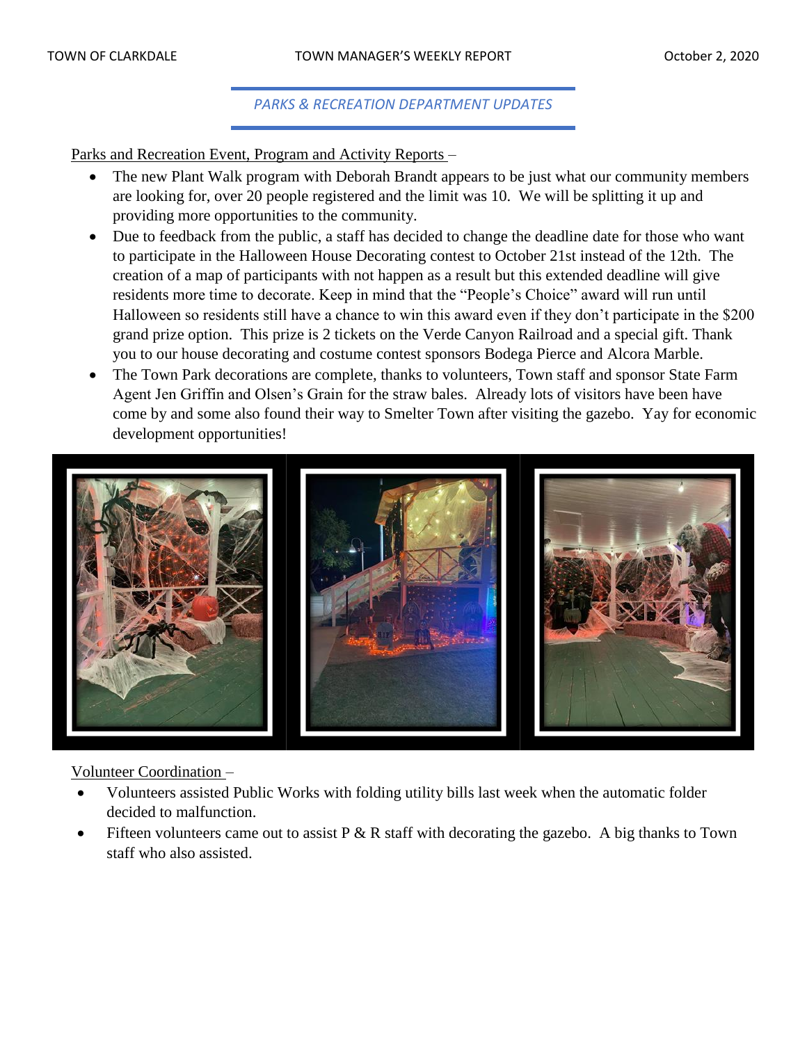## *PARKS & RECREATION DEPARTMENT UPDATES*

Parks and Recreation Event, Program and Activity Reports –

- The new Plant Walk program with Deborah Brandt appears to be just what our community members are looking for, over 20 people registered and the limit was 10. We will be splitting it up and providing more opportunities to the community.
- Due to feedback from the public, a staff has decided to change the deadline date for those who want to participate in the Halloween House Decorating contest to October 21st instead of the 12th. The creation of a map of participants with not happen as a result but this extended deadline will give residents more time to decorate. Keep in mind that the "People's Choice" award will run until Halloween so residents still have a chance to win this award even if they don't participate in the $200 grand prize option. This prize is 2 tickets on the Verde Canyon Railroad and a special gift. Thank you to our house decorating and costume contest sponsors Bodega Pierce and Alcora Marble.
- The Town Park decorations are complete, thanks to volunteers, Town staff and sponsor State Farm Agent Jen Griffin and Olsen's Grain for the straw bales. Already lots of visitors have been have come by and some also found their way to Smelter Town after visiting the gazebo. Yay for economic development opportunities!

Volunteer Coordination –

- Volunteers assisted Public Works with folding utility bills last week when the automatic folder decided to malfunction.
- Fifteen volunteers came out to assist P & R staff with decorating the gazebo. A big thanks to Town staff who also assisted.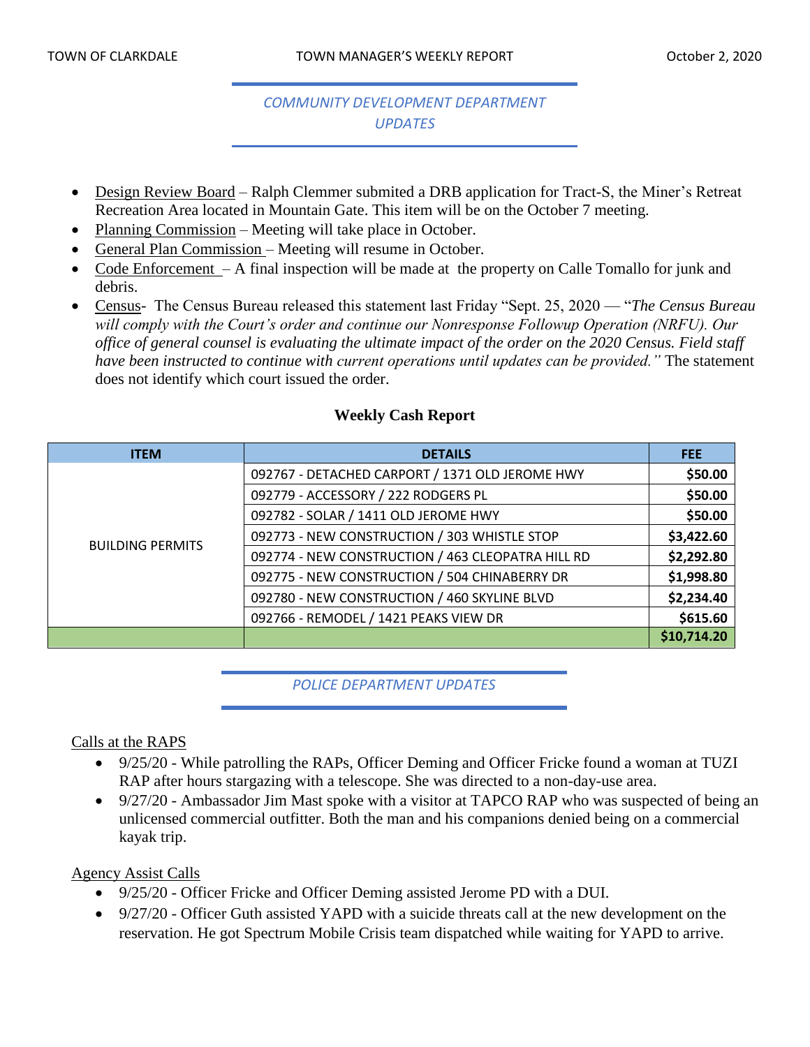## COMMUNITY DEVELOPMENT DEPARTMENT UPDATES

- Design Review Board – Ralph Clemmer submited a DRB application for Tract-S, the Miner's Retreat Recreation Area located in Mountain Gate. This item will be on the October 7 meeting.
- Planning Commission – Meeting will take place in October.
- General Plan Commission – Meeting will resume in October.
- Code Enforcement – A final inspection will be made at the property on Calle Tomallo for junk and debris.
- Census- The Census Bureau released this statement last Friday "Sept. 25, 2020 — "*The Census Bureau will comply with the Court's order and continue our Nonresponse Followup Operation (NRFU). Our office of general counsel is evaluating the ultimate impact of the order on the 2020 Census. Field staff have been instructed to continue with current operations until updates can be provided."* The statement does not identify which court issued the order.

**Weekly Cash Report**

| ITEM | DETAILS | FEE |
|---|---|---|
| BUILDING PERMITS | 092767 - DETACHED CARPORT / 1371 OLD JEROME HWY | **$50.00** |
| | 092779 - ACCESSORY / 222 RODGERS PL | **$50.00** |
| | 092782 - SOLAR / 1411 OLD JEROME HWY | **$50.00** |
| | 092773 - NEW CONSTRUCTION / 303 WHISTLE STOP | **$3,422.60** |
| | 092774 - NEW CONSTRUCTION / 463 CLEOPATRA HILL RD | **$2,292.80** |
| | 092775 - NEW CONSTRUCTION / 504 CHINABERRY DR | **$1,998.80** |
| | 092780 - NEW CONSTRUCTION / 460 SKYLINE BLVD | **$2,234.40** |
| | 092766 - REMODEL / 1421 PEAKS VIEW DR | **$615.60** |
| | | **$10,714.20** |

## POLICE DEPARTMENT UPDATES

Calls at the RAPS

- 9/25/20 - While patrolling the RAPs, Officer Deming and Officer Fricke found a woman at TUZI RAP after hours stargazing with a telescope. She was directed to a non-day-use area.
- 9/27/20 - Ambassador Jim Mast spoke with a visitor at TAPCO RAP who was suspected of being an unlicensed commercial outfitter. Both the man and his companions denied being on a commercial kayak trip.

Agency Assist Calls

- 9/25/20 - Officer Fricke and Officer Deming assisted Jerome PD with a DUI.
- 9/27/20 - Officer Guth assisted YAPD with a suicide threats call at the new development on the reservation. He got Spectrum Mobile Crisis team dispatched while waiting for YAPD to arrive.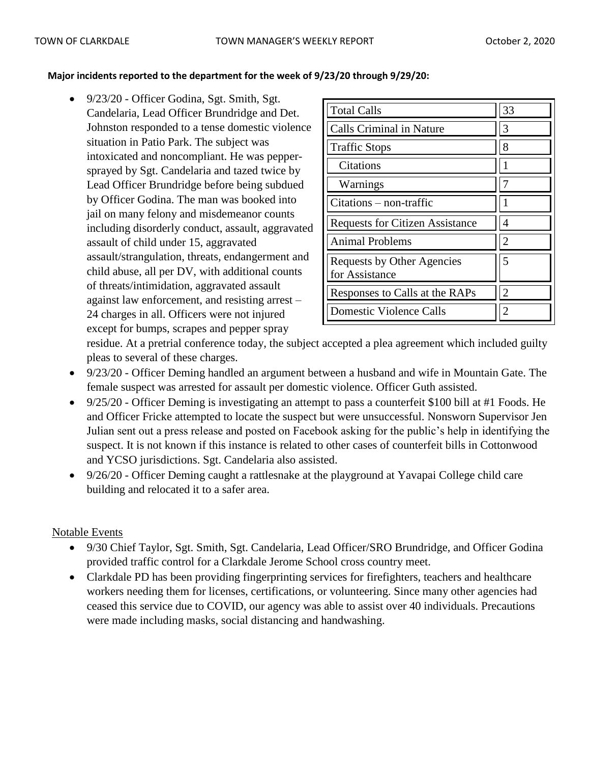**Major incidents reported to the department for the week of 9/23/20 through 9/29/20:**

| Total Calls | 33 |
|---|---|
| Calls Criminal in Nature | 3 |
| Traffic Stops | 8 |
| Citations | 1 |
| Warnings | 7 |
| Citations – non-traffic | 1 |
| Requests for Citizen Assistance | 4 |
| Animal Problems | 2 |
| Requests by Other Agencies for Assistance | 5 |
| Responses to Calls at the RAPs | 2 |
| Domestic Violence Calls | 2 |

- 9/23/20 - Officer Godina, Sgt. Smith, Sgt. Candelaria, Lead Officer Brundridge and Det. Johnston responded to a tense domestic violence situation in Patio Park. The subject was intoxicated and noncompliant. He was pepper-sprayed by Sgt. Candelaria and tazed twice by Lead Officer Brundridge before being subdued by Officer Godina. The man was booked into jail on many felony and misdemeanor counts including disorderly conduct, assault, aggravated assault of child under 15, aggravated assault/strangulation, threats, endangerment and child abuse, all per DV, with additional counts of threats/intimidation, aggravated assault against law enforcement, and resisting arrest – 24 charges in all. Officers were not injured except for bumps, scrapes and pepper spray residue. At a pretrial conference today, the subject accepted a plea agreement which included guilty pleas to several of these charges.
- 9/23/20 - Officer Deming handled an argument between a husband and wife in Mountain Gate. The female suspect was arrested for assault per domestic violence. Officer Guth assisted.
- 9/25/20 - Officer Deming is investigating an attempt to pass a counterfeit $100 bill at #1 Foods. He and Officer Fricke attempted to locate the suspect but were unsuccessful. Nonsworn Supervisor Jen Julian sent out a press release and posted on Facebook asking for the public's help in identifying the suspect. It is not known if this instance is related to other cases of counterfeit bills in Cottonwood and YCSO jurisdictions. Sgt. Candelaria also assisted.
- 9/26/20 - Officer Deming caught a rattlesnake at the playground at Yavapai College child care building and relocated it to a safer area.

Notable Events

- 9/30 Chief Taylor, Sgt. Smith, Sgt. Candelaria, Lead Officer/SRO Brundridge, and Officer Godina provided traffic control for a Clarkdale Jerome School cross country meet.
- Clarkdale PD has been providing fingerprinting services for firefighters, teachers and healthcare workers needing them for licenses, certifications, or volunteering. Since many other agencies had ceased this service due to COVID, our agency was able to assist over 40 individuals. Precautions were made including masks, social distancing and handwashing.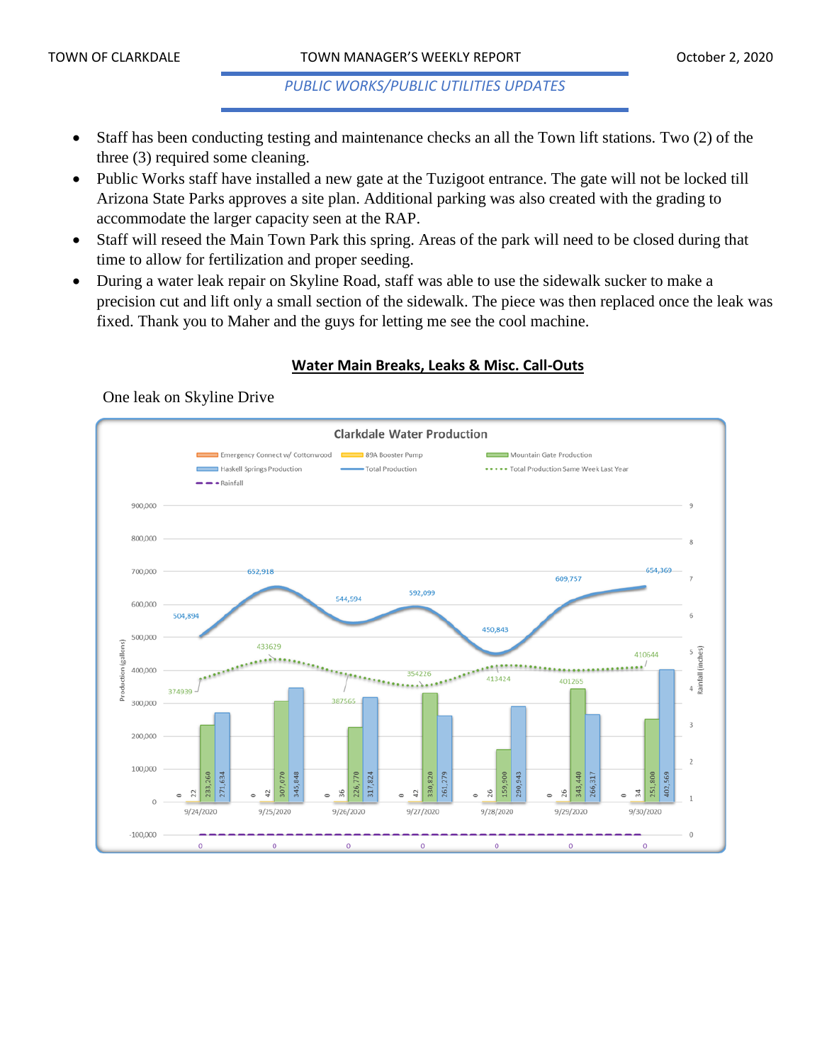## PUBLIC WORKS/PUBLIC UTILITIES UPDATES

- Staff has been conducting testing and maintenance checks an all the Town lift stations. Two (2) of the three (3) required some cleaning.
- Public Works staff have installed a new gate at the Tuzigoot entrance. The gate will not be locked till Arizona State Parks approves a site plan. Additional parking was also created with the grading to accommodate the larger capacity seen at the RAP.
- Staff will reseed the Main Town Park this spring. Areas of the park will need to be closed during that time to allow for fertilization and proper seeding.
- During a water leak repair on Skyline Road, staff was able to use the sidewalk sucker to make a precision cut and lift only a small section of the sidewalk. The piece was then replaced once the leak was fixed. Thank you to Maher and the guys for letting me see the cool machine.

### Water Main Breaks, Leaks & Misc. Call-Outs

One leak on Skyline Drive

Clarkdale Water Production

Emergency Connect w/ Cottonwood
89A Booster Pump
Mountain Gate Production
Haskell Springs Production
Total Production
Total Production Same Week Last Year
Rainfall

Production (gallons)
Rainfall (inches)

900,000
800,000
700,000
600,000
500,000
400,000
300,000
200,000
100,000
0
-100,000

9
8
7
6
5
4
3
2
1
0

9/24/2020
0
22
233,260
271,634
Total: 504,894
Last Year: 374939
Rainfall: 0

9/25/2020
0
42
307,070
345,848
Total: 652,918
Last Year: 433629
Rainfall: 0

9/26/2020
0
36
226,770
317,824
Total: 544,594
Last Year: 387565
Rainfall: 0

9/27/2020
0
42
330,820
261,279
Total: 592,099
Last Year: 354226
Rainfall: 0

9/28/2020
0
26
159,900
290,943
Total: 450,843
Last Year: 413424
Rainfall: 0

9/29/2020
0
26
343,440
266,317
Total: 609,757
Last Year: 401265
Rainfall: 0

9/30/2020
0
34
251,800
402,569
Total: 654,369
Last Year: 410644
Rainfall: 0